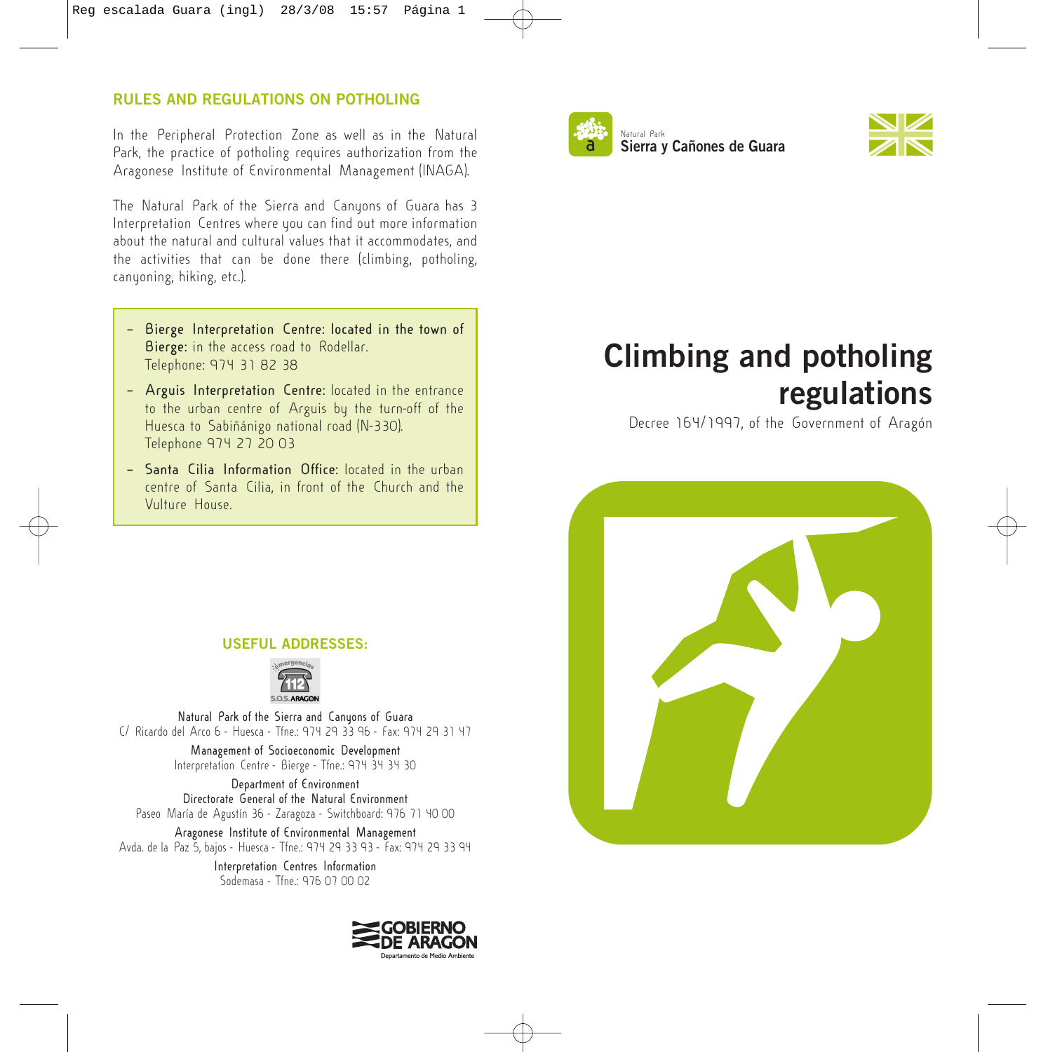## RULES AND REGULATIONS ON POTHOLING

In the Peripheral Protection Zone as well as in the Natural Park, the practice of potholing requires authorization from the Aragonese Institute of Environmental Management (INAGA).

The Natural Park of the Sierra and Canyons of Guara has 3 Interpretation Centres where you can find out more information about the natural and cultural values that it accommodates, and the activities that can be done there (climbing, potholing, canyoning, hiking, etc.).

- **Bierge Interpretation Centre: located in the town of Bierge:** in the access road to Rodellar. Telephone: 974 31 82 38
- **Arguis Interpretation Centre:** located in the entrance to the urban centre of Arguis by the turn-off of the Huesca to Sabiñánigo national road (N-330). Telephone 974 27 20 03
- **Santa Cilia Information Office:** located in the urban centre of Santa Cilia, in front of the Church and the Vulture House.

## USEFUL ADDRESSES:

emergencias 112 S.O.S. ARAGON

Natural Park of the Sierra and Canyons of Guara
C/ Ricardo del Arco 6 - Huesca - Tfne.: 974 29 33 96 - Fax: 974 29 31 47

Management of Socioeconomic Development
Interpretation Centre - Bierge - Tfne.: 974 34 34 30

Department of Environment
Directorate General of the Natural Environment
Paseo María de Agustín 36 - Zaragoza - Switchboard: 976 71 40 00

Aragonese Institute of Environmental Management
Avda. de la Paz 5, bajos - Huesca - Tfne.: 974 29 33 93 - Fax: 974 29 33 94

Interpretation Centres Information
Sodemasa - Tfne.: 976 07 00 02

GOBIERNO DE ARAGON
Departamento de Medio Ambiente

Natural Park
**Sierra y Cañones de Guara**

# Climbing and potholing regulations

Decree 164/1997, of the Government of Aragón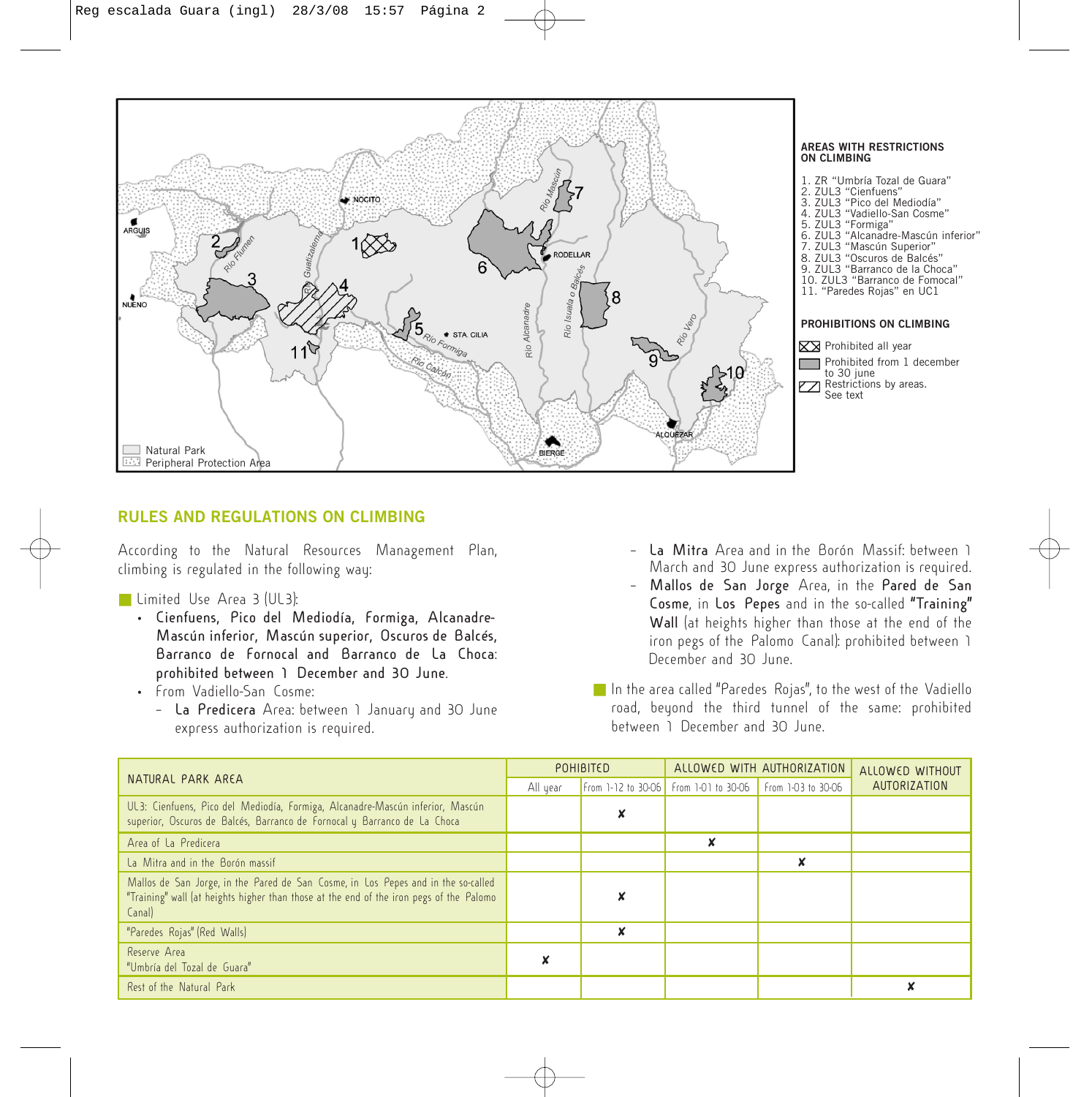AREAS WITH RESTRICTIONS ON CLIMBING

1. ZR "Umbría Tozal de Guara"
2. ZUL3 "Cienfuens"
3. ZUL3 "Pico del Mediodía"
4. ZUL3 "Vadiello-San Cosme"
5. ZUL3 "Formiga"
6. ZUL3 "Alcanadre-Mascún inferior"
7. ZUL3 "Mascún Superior"
8. ZUL3 "Oscuros de Balcés"
9. ZUL3 "Barranco de la Choca"
10. ZUL3 "Barranco de Fomocal"
11. "Paredes Rojas" en UC1

PROHIBITIONS ON CLIMBING

Prohibited all year

Prohibited from 1 december to 30 june

Restrictions by areas. See text

Natural Park

Peripheral Protection Area

NOCITO
ARGUIS
NUENO
RODELLAR
STA. CILIA
BIERGE
ALQUÉZAR
Río Flumen
Río Guatizalema
Río Mascún
Río Alcanadre
Río Isuala o Balcés
Río Vero
Río Formiga
Río Calcón

## RULES AND REGULATIONS ON CLIMBING

According to the Natural Resources Management Plan, climbing is regulated in the following way:

- Limited Use Area 3 (UL3):
  - **Cienfuens, Pico del Mediodía, Formiga, Alcanadre-Mascún inferior, Mascún superior, Oscuros de Balcés, Barranco de Fornocal and Barranco de La Choca: prohibited between 1 December and 30 June.**
  - From Vadiello-San Cosme:
    - **La Predicera** Area: between 1 January and 30 June express authorization is required.
    - **La Mitra** Area and in the Borón Massif: between 1 March and 30 June express authorization is required.
    - **Mallos de San Jorge** Area, in the **Pared de San Cosme**, in **Los Pepes** and in the so-called **"Training" Wall** (at heights higher than those at the end of the iron pegs of the Palomo Canal): prohibited between 1 December and 30 June.
- In the area called "Paredes Rojas", to the west of the Vadiello road, beyond the third tunnel of the same: prohibited between 1 December and 30 June.

| NATURAL PARK AREA | POHIBITED | | ALLOWED WITH AUTHORIZATION | | ALLOWED WITHOUT AUTORIZATION |
|---|---|---|---|---|---|
| | All year | From 1-12 to 30-06 | From 1-01 to 30-06 | From 1-03 to 30-06 | |
| UL3: Cienfuens, Pico del Mediodía, Formiga, Alcanadre-Mascún inferior, Mascún superior, Oscuros de Balcés, Barranco de Fornocal y Barranco de La Choca | | ✘ | | | |
| Area of La Predicera | | | ✘ | | |
| La Mitra and in the Borón massif | | | | ✘ | |
| Mallos de San Jorge, in the Pared de San Cosme, in Los Pepes and in the so-called "Training" wall (at heights higher than those at the end of the iron pegs of the Palomo Canal) | | ✘ | | | |
| "Paredes Rojas" (Red Walls) | | ✘ | | | |
| Reserve Area "Umbría del Tozal de Guara" | ✘ | | | | |
| Rest of the Natural Park | | | | | ✘ |